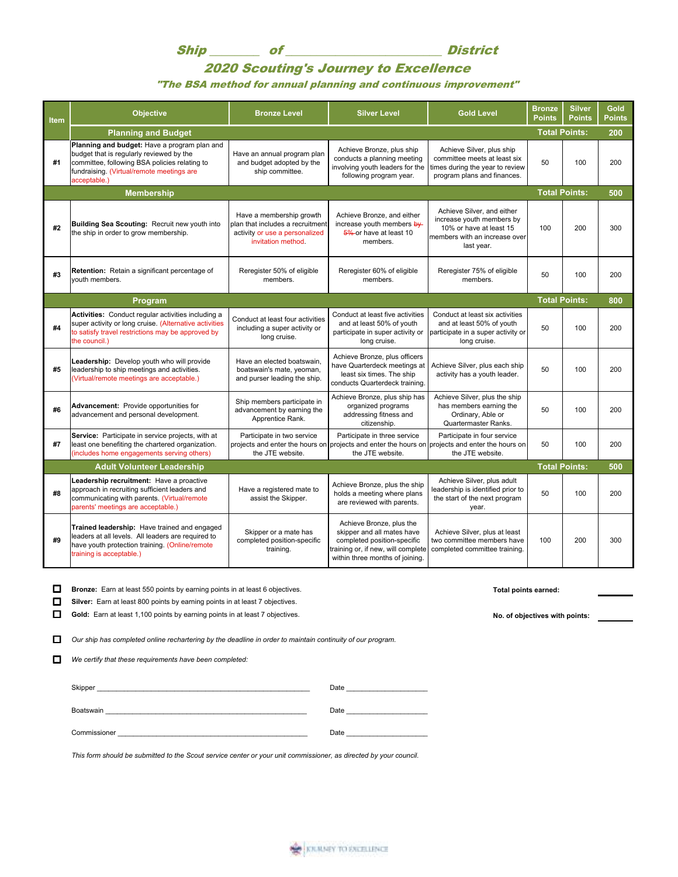# Ship _______ of _______________________ District

## 2020 Scouting's Journey to Excellence

*"The BSA method for annual planning and continuous improvement"*

| Item | Objective | Bronze Level | Silver Level | Gold Level | Bronze Points | Silver Points | Gold Points |
|---|---|---|---|---|---|---|---|
| | **Planning and Budget** | | | | **Total Points:** | | **200** |
| #1 | **Planning and budget:** Have a program plan and budget that is regularly reviewed by the committee, following BSA policies relating to fundraising. (Virtual/remote meetings are acceptable.) | Have an annual program plan and budget adopted by the ship committee. | Achieve Bronze, plus ship conducts a planning meeting involving youth leaders for the following program year. | Achieve Silver, plus ship committee meets at least six times during the year to review program plans and finances. | 50 | 100 | 200 |
| | **Membership** | | | | **Total Points:** | | **500** |
| #2 | **Building Sea Scouting:** Recruit new youth into the ship in order to grow membership. | Have a membership growth plan that includes a recruitment activity or use a personalized invitation method. | Achieve Bronze, and either increase youth members ~~by 5%~~ or have at least 10 members. | Achieve Silver, and either increase youth members by 10% or have at least 15 members with an increase over last year. | 100 | 200 | 300 |
| #3 | **Retention:** Retain a significant percentage of youth members. | Reregister 50% of eligible members. | Reregister 60% of eligible members. | Reregister 75% of eligible members. | 50 | 100 | 200 |
| | **Program** | | | | **Total Points:** | | **800** |
| #4 | **Activities:** Conduct regular activities including a super activity or long cruise. (Alternative activities to satisfy travel restrictions may be approved by the council.) | Conduct at least four activities including a super activity or long cruise. | Conduct at least five activities and at least 50% of youth participate in super activity or long cruise. | Conduct at least six activities and at least 50% of youth participate in a super activity or long cruise. | 50 | 100 | 200 |
| #5 | **Leadership:** Develop youth who will provide leadership to ship meetings and activities. (Virtual/remote meetings are acceptable.) | Have an elected boatswain, boatswain's mate, yeoman, and purser leading the ship. | Achieve Bronze, plus officers have Quarterdeck meetings at least six times. The ship conducts Quarterdeck training. | Achieve Silver, plus each ship activity has a youth leader. | 50 | 100 | 200 |
| #6 | **Advancement:** Provide opportunities for advancement and personal development. | Ship members participate in advancement by earning the Apprentice Rank. | Achieve Bronze, plus ship has organized programs addressing fitness and citizenship. | Achieve Silver, plus the ship has members earning the Ordinary, Able or Quartermaster Ranks. | 50 | 100 | 200 |
| #7 | **Service:** Participate in service projects, with at least one benefiting the chartered organization. (includes home engagements serving others) | Participate in two service projects and enter the hours on the JTE website. | Participate in three service projects and enter the hours on the JTE website. | Participate in four service projects and enter the hours on the JTE website. | 50 | 100 | 200 |
| | **Adult Volunteer Leadership** | | | | **Total Points:** | | **500** |
| #8 | **Leadership recruitment:** Have a proactive approach in recruiting sufficient leaders and communicating with parents. (Virtual/remote parents' meetings are acceptable.) | Have a registered mate to assist the Skipper. | Achieve Bronze, plus the ship holds a meeting where plans are reviewed with parents. | Achieve Silver, plus adult leadership is identified prior to the start of the next program year. | 50 | 100 | 200 |
| #9 | **Trained leadership:** Have trained and engaged leaders at all levels. All leaders are required to have youth protection training. (Online/remote training is acceptable.) | Skipper or a mate has completed position-specific training. | Achieve Bronze, plus the skipper and all mates have completed position-specific training or, if new, will complete within three months of joining. | Achieve Silver, plus at least two committee members have completed committee training. | 100 | 200 | 300 |

- ☐ **Bronze:** Earn at least 550 points by earning points in at least 6 objectives.
- ☐ **Silver:** Earn at least 800 points by earning points in at least 7 objectives.
- ☐ **Gold:** Earn at least 1,100 points by earning points in at least 7 objectives.

**Total points earned:** __________

**No. of objectives with points:** __________

- ☐ *Our ship has completed online rechartering by the deadline in order to maintain continuity of our program.*
- ☐ *We certify that these requirements have been completed:*

Skipper ______________________________________________ Date ____________________

Boatswain ____________________________________________ Date ____________________

Commissioner _________________________________________ Date ____________________

*This form should be submitted to the Scout service center or your unit commissioner, as directed by your council.*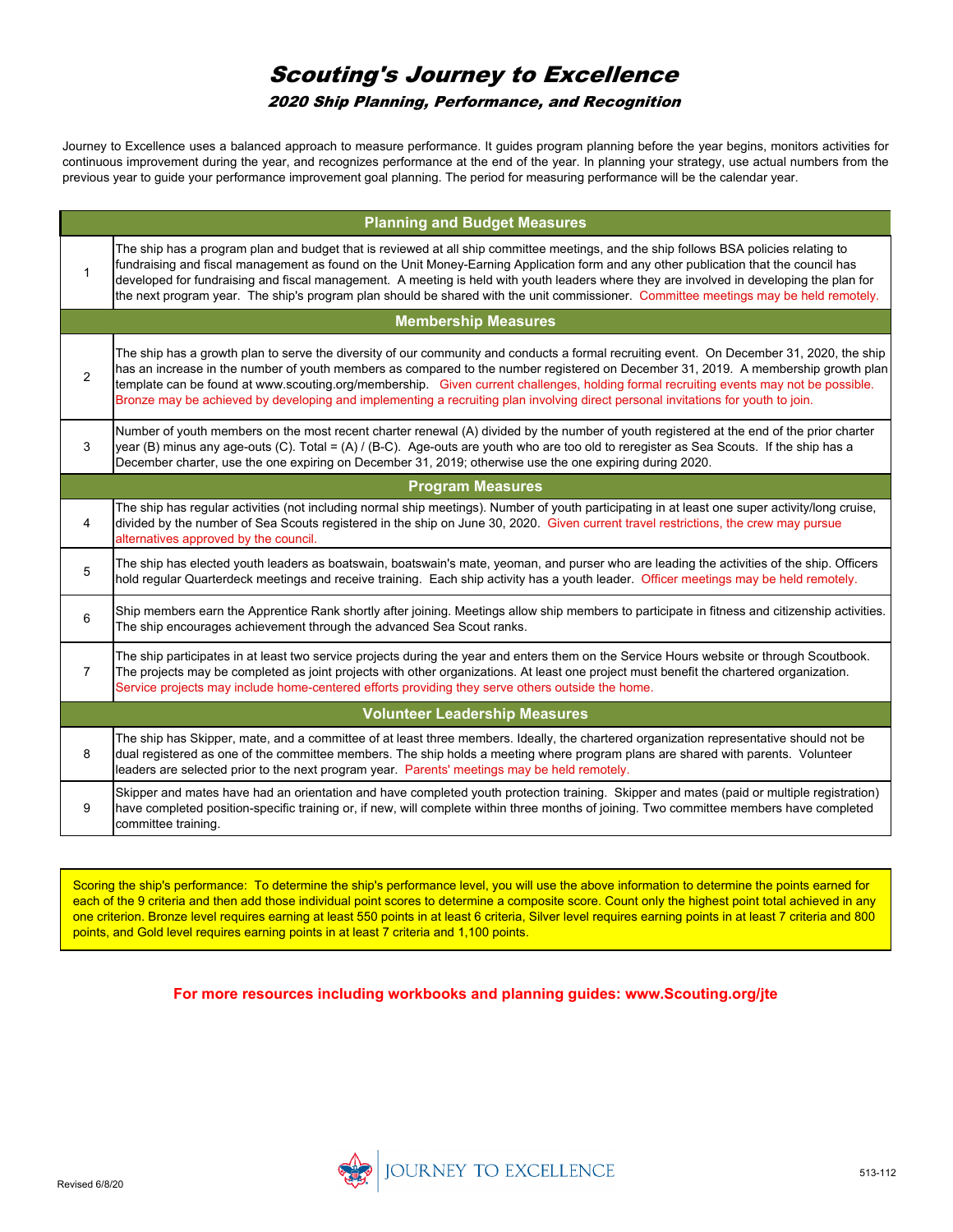# *Scouting's Journey to Excellence*

## *2020 Ship Planning, Performance, and Recognition*

Journey to Excellence uses a balanced approach to measure performance. It guides program planning before the year begins, monitors activities for continuous improvement during the year, and recognizes performance at the end of the year. In planning your strategy, use actual numbers from the previous year to guide your performance improvement goal planning. The period for measuring performance will be the calendar year.

| | |
|---|---|
| | **Planning and Budget Measures** |
| 1 | The ship has a program plan and budget that is reviewed at all ship committee meetings, and the ship follows BSA policies relating to fundraising and fiscal management as found on the Unit Money-Earning Application form and any other publication that the council has developed for fundraising and fiscal management. A meeting is held with youth leaders where they are involved in developing the plan for the next program year. The ship's program plan should be shared with the unit commissioner. Committee meetings may be held remotely. |
| | **Membership Measures** |
| 2 | The ship has a growth plan to serve the diversity of our community and conducts a formal recruiting event. On December 31, 2020, the ship has an increase in the number of youth members as compared to the number registered on December 31, 2019. A membership growth plan template can be found at www.scouting.org/membership. Given current challenges, holding formal recruiting events may not be possible. Bronze may be achieved by developing and implementing a recruiting plan involving direct personal invitations for youth to join. |
| 3 | Number of youth members on the most recent charter renewal (A) divided by the number of youth registered at the end of the prior charter year (B) minus any age-outs (C). Total = (A) / (B-C). Age-outs are youth who are too old to reregister as Sea Scouts. If the ship has a December charter, use the one expiring on December 31, 2019; otherwise use the one expiring during 2020. |
| | **Program Measures** |
| 4 | The ship has regular activities (not including normal ship meetings). Number of youth participating in at least one super activity/long cruise, divided by the number of Sea Scouts registered in the ship on June 30, 2020. Given current travel restrictions, the crew may pursue alternatives approved by the council. |
| 5 | The ship has elected youth leaders as boatswain, boatswain's mate, yeoman, and purser who are leading the activities of the ship. Officers hold regular Quarterdeck meetings and receive training. Each ship activity has a youth leader. Officer meetings may be held remotely. |
| 6 | Ship members earn the Apprentice Rank shortly after joining. Meetings allow ship members to participate in fitness and citizenship activities. The ship encourages achievement through the advanced Sea Scout ranks. |
| 7 | The ship participates in at least two service projects during the year and enters them on the Service Hours website or through Scoutbook. The projects may be completed as joint projects with other organizations. At least one project must benefit the chartered organization. Service projects may include home-centered efforts providing they serve others outside the home. |
| | **Volunteer Leadership Measures** |
| 8 | The ship has Skipper, mate, and a committee of at least three members. Ideally, the chartered organization representative should not be dual registered as one of the committee members. The ship holds a meeting where program plans are shared with parents. Volunteer leaders are selected prior to the next program year. Parents' meetings may be held remotely. |
| 9 | Skipper and mates have had an orientation and have completed youth protection training. Skipper and mates (paid or multiple registration) have completed position-specific training or, if new, will complete within three months of joining. Two committee members have completed committee training. |

Scoring the ship's performance: To determine the ship's performance level, you will use the above information to determine the points earned for each of the 9 criteria and then add those individual point scores to determine a composite score. Count only the highest point total achieved in any one criterion. Bronze level requires earning at least 550 points in at least 6 criteria, Silver level requires earning points in at least 7 criteria and 800 points, and Gold level requires earning points in at least 7 criteria and 1,100 points.

**For more resources including workbooks and planning guides: www.Scouting.org/jte**

JOURNEY TO EXCELLENCE

Revised 6/8/20

513-112